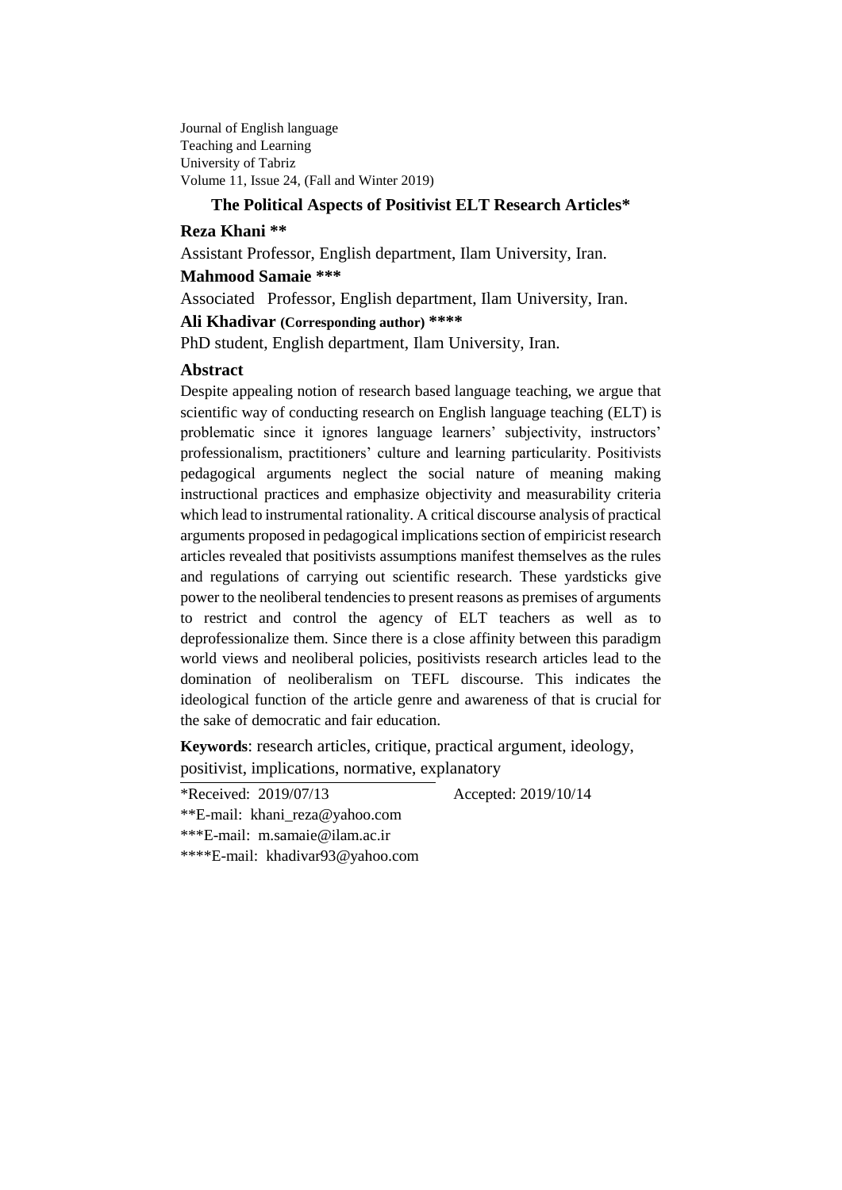Journal of English language
Teaching and Learning
University of Tabriz
Volume 11, Issue 24, (Fall and Winter 2019)

# The Political Aspects of Positivist ELT Research Articles*

**Reza Khani** **

Assistant Professor, English department, Ilam University, Iran.

**Mahmood Samaie** ***

Associated Professor, English department, Ilam University, Iran.

**Ali Khadivar (Corresponding author)** ****

PhD student, English department, Ilam University, Iran.

## Abstract

Despite appealing notion of research based language teaching, we argue that scientific way of conducting research on English language teaching (ELT) is problematic since it ignores language learners' subjectivity, instructors' professionalism, practitioners' culture and learning particularity. Positivists pedagogical arguments neglect the social nature of meaning making instructional practices and emphasize objectivity and measurability criteria which lead to instrumental rationality. A critical discourse analysis of practical arguments proposed in pedagogical implications section of empiricist research articles revealed that positivists assumptions manifest themselves as the rules and regulations of carrying out scientific research. These yardsticks give power to the neoliberal tendencies to present reasons as premises of arguments to restrict and control the agency of ELT teachers as well as to deprofessionalize them. Since there is a close affinity between this paradigm world views and neoliberal policies, positivists research articles lead to the domination of neoliberalism on TEFL discourse. This indicates the ideological function of the article genre and awareness of that is crucial for the sake of democratic and fair education.

**Keywords**: research articles, critique, practical argument, ideology, positivist, implications, normative, explanatory

---

*Received: 2019/07/13 Accepted: 2019/10/14

**E-mail: khani_reza@yahoo.com

***E-mail: m.samaie@ilam.ac.ir

****E-mail: khadivar93@yahoo.com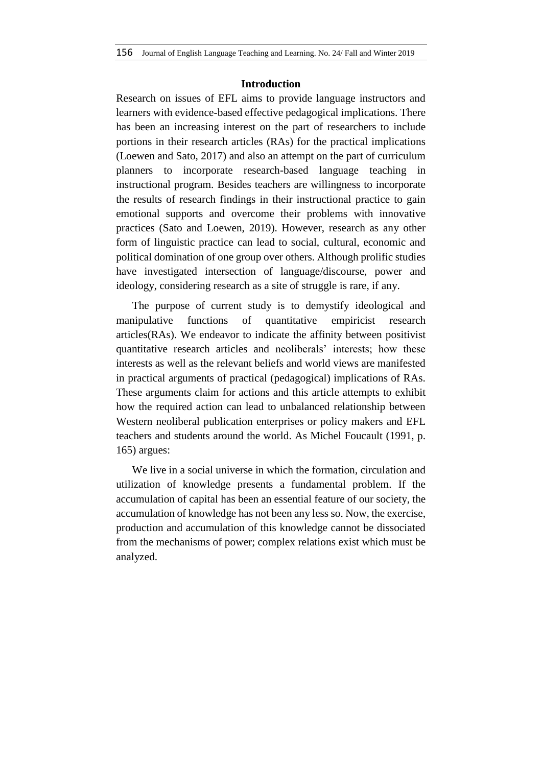## Introduction

Research on issues of EFL aims to provide language instructors and learners with evidence-based effective pedagogical implications. There has been an increasing interest on the part of researchers to include portions in their research articles (RAs) for the practical implications (Loewen and Sato, 2017) and also an attempt on the part of curriculum planners to incorporate research-based language teaching in instructional program. Besides teachers are willingness to incorporate the results of research findings in their instructional practice to gain emotional supports and overcome their problems with innovative practices (Sato and Loewen, 2019). However, research as any other form of linguistic practice can lead to social, cultural, economic and political domination of one group over others. Although prolific studies have investigated intersection of language/discourse, power and ideology, considering research as a site of struggle is rare, if any.

The purpose of current study is to demystify ideological and manipulative functions of quantitative empiricist research articles(RAs). We endeavor to indicate the affinity between positivist quantitative research articles and neoliberals' interests; how these interests as well as the relevant beliefs and world views are manifested in practical arguments of practical (pedagogical) implications of RAs. These arguments claim for actions and this article attempts to exhibit how the required action can lead to unbalanced relationship between Western neoliberal publication enterprises or policy makers and EFL teachers and students around the world. As Michel Foucault (1991, p. 165) argues:

> We live in a social universe in which the formation, circulation and utilization of knowledge presents a fundamental problem. If the accumulation of capital has been an essential feature of our society, the accumulation of knowledge has not been any less so. Now, the exercise, production and accumulation of this knowledge cannot be dissociated from the mechanisms of power; complex relations exist which must be analyzed.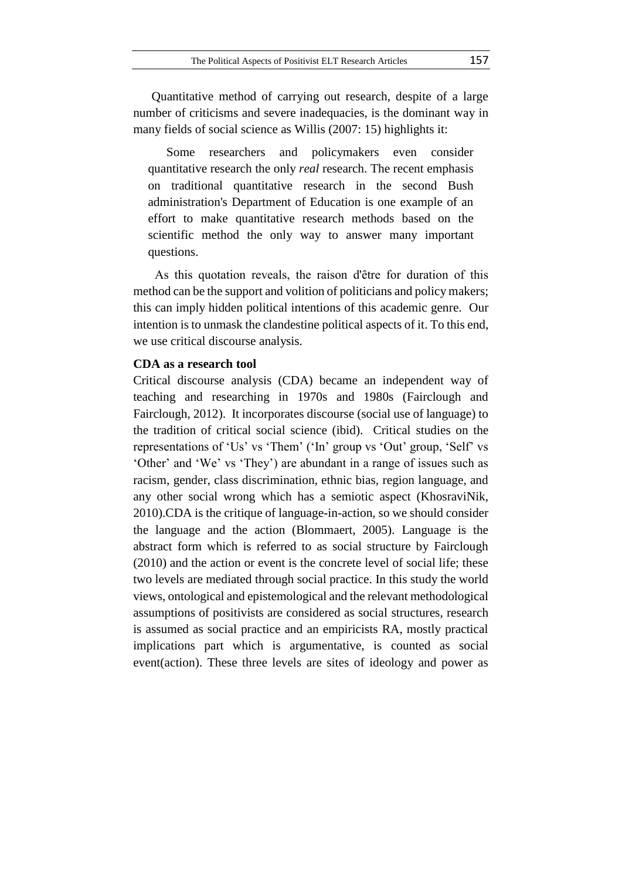Quantitative method of carrying out research, despite of a large number of criticisms and severe inadequacies, is the dominant way in many fields of social science as Willis (2007: 15) highlights it:

> Some researchers and policymakers even consider quantitative research the only *real* research. The recent emphasis on traditional quantitative research in the second Bush administration's Department of Education is one example of an effort to make quantitative research methods based on the scientific method the only way to answer many important questions.

As this quotation reveals, the raison d'être for duration of this method can be the support and volition of politicians and policy makers; this can imply hidden political intentions of this academic genre. Our intention is to unmask the clandestine political aspects of it. To this end, we use critical discourse analysis.

**CDA as a research tool**

Critical discourse analysis (CDA) became an independent way of teaching and researching in 1970s and 1980s (Fairclough and Fairclough, 2012). It incorporates discourse (social use of language) to the tradition of critical social science (ibid). Critical studies on the representations of 'Us' vs 'Them' ('In' group vs 'Out' group, 'Self' vs 'Other' and 'We' vs 'They') are abundant in a range of issues such as racism, gender, class discrimination, ethnic bias, region language, and any other social wrong which has a semiotic aspect (KhosraviNik, 2010).CDA is the critique of language-in-action, so we should consider the language and the action (Blommaert, 2005). Language is the abstract form which is referred to as social structure by Fairclough (2010) and the action or event is the concrete level of social life; these two levels are mediated through social practice. In this study the world views, ontological and epistemological and the relevant methodological assumptions of positivists are considered as social structures, research is assumed as social practice and an empiricists RA, mostly practical implications part which is argumentative, is counted as social event(action). These three levels are sites of ideology and power as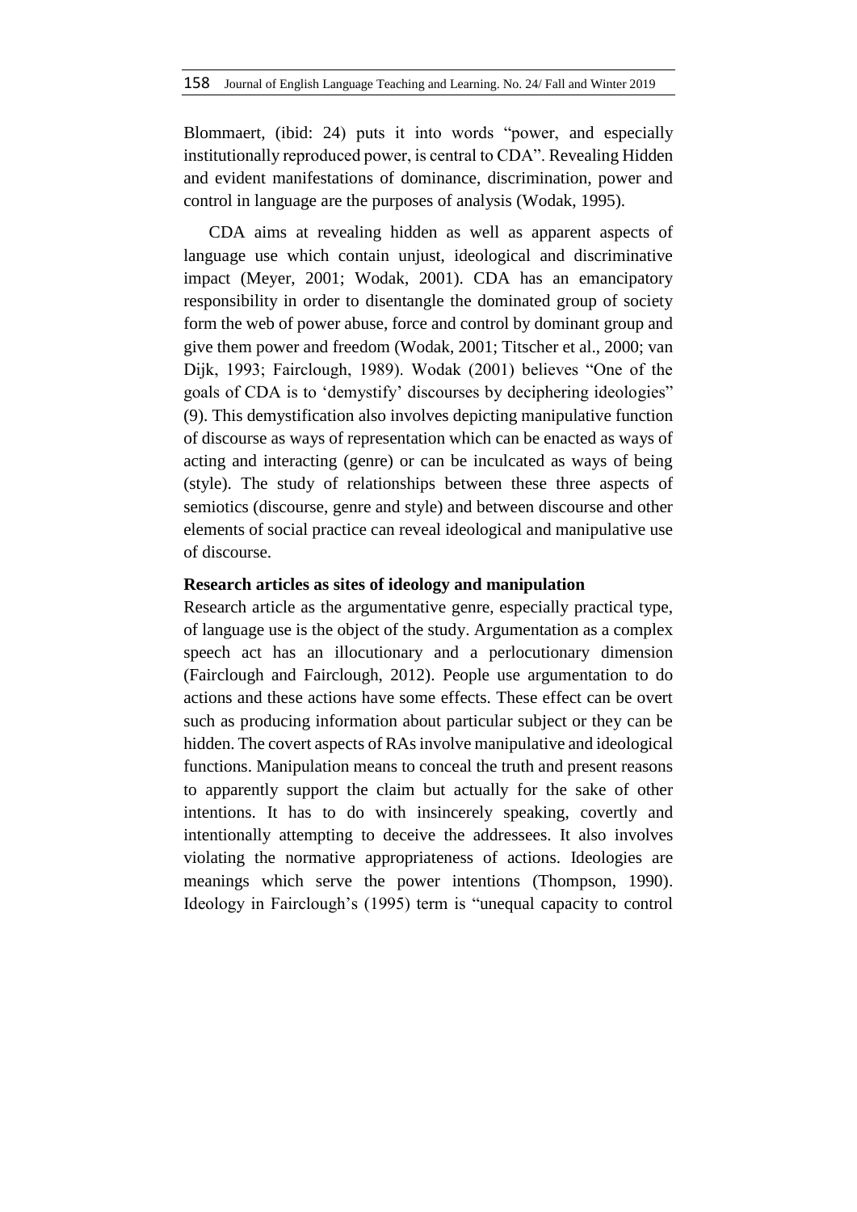Blommaert, (ibid: 24) puts it into words "power, and especially institutionally reproduced power, is central to CDA". Revealing Hidden and evident manifestations of dominance, discrimination, power and control in language are the purposes of analysis (Wodak, 1995).

CDA aims at revealing hidden as well as apparent aspects of language use which contain unjust, ideological and discriminative impact (Meyer, 2001; Wodak, 2001). CDA has an emancipatory responsibility in order to disentangle the dominated group of society form the web of power abuse, force and control by dominant group and give them power and freedom (Wodak, 2001; Titscher et al., 2000; van Dijk, 1993; Fairclough, 1989). Wodak (2001) believes "One of the goals of CDA is to 'demystify' discourses by deciphering ideologies" (9). This demystification also involves depicting manipulative function of discourse as ways of representation which can be enacted as ways of acting and interacting (genre) or can be inculcated as ways of being (style). The study of relationships between these three aspects of semiotics (discourse, genre and style) and between discourse and other elements of social practice can reveal ideological and manipulative use of discourse.

**Research articles as sites of ideology and manipulation**

Research article as the argumentative genre, especially practical type, of language use is the object of the study. Argumentation as a complex speech act has an illocutionary and a perlocutionary dimension (Fairclough and Fairclough, 2012). People use argumentation to do actions and these actions have some effects. These effect can be overt such as producing information about particular subject or they can be hidden. The covert aspects of RAs involve manipulative and ideological functions. Manipulation means to conceal the truth and present reasons to apparently support the claim but actually for the sake of other intentions. It has to do with insincerely speaking, covertly and intentionally attempting to deceive the addressees. It also involves violating the normative appropriateness of actions. Ideologies are meanings which serve the power intentions (Thompson, 1990). Ideology in Fairclough's (1995) term is "unequal capacity to control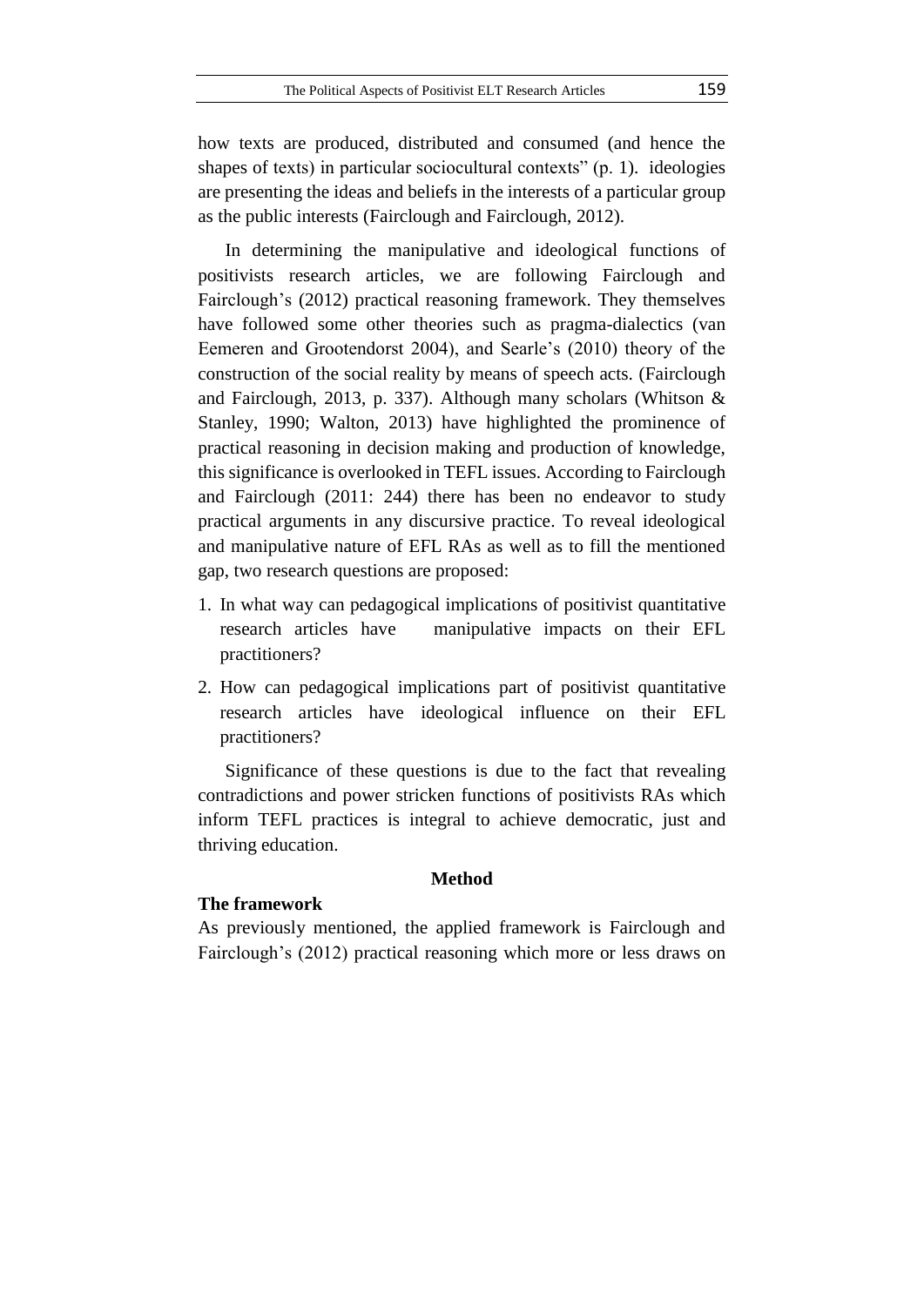how texts are produced, distributed and consumed (and hence the shapes of texts) in particular sociocultural contexts" (p. 1). ideologies are presenting the ideas and beliefs in the interests of a particular group as the public interests (Fairclough and Fairclough, 2012).

In determining the manipulative and ideological functions of positivists research articles, we are following Fairclough and Fairclough's (2012) practical reasoning framework. They themselves have followed some other theories such as pragma-dialectics (van Eemeren and Grootendorst 2004), and Searle's (2010) theory of the construction of the social reality by means of speech acts. (Fairclough and Fairclough, 2013, p. 337). Although many scholars (Whitson & Stanley, 1990; Walton, 2013) have highlighted the prominence of practical reasoning in decision making and production of knowledge, this significance is overlooked in TEFL issues. According to Fairclough and Fairclough (2011: 244) there has been no endeavor to study practical arguments in any discursive practice. To reveal ideological and manipulative nature of EFL RAs as well as to fill the mentioned gap, two research questions are proposed:

1. In what way can pedagogical implications of positivist quantitative research articles have manipulative impacts on their EFL practitioners?
2. How can pedagogical implications part of positivist quantitative research articles have ideological influence on their EFL practitioners?

Significance of these questions is due to the fact that revealing contradictions and power stricken functions of positivists RAs which inform TEFL practices is integral to achieve democratic, just and thriving education.

## Method

### The framework

As previously mentioned, the applied framework is Fairclough and Fairclough's (2012) practical reasoning which more or less draws on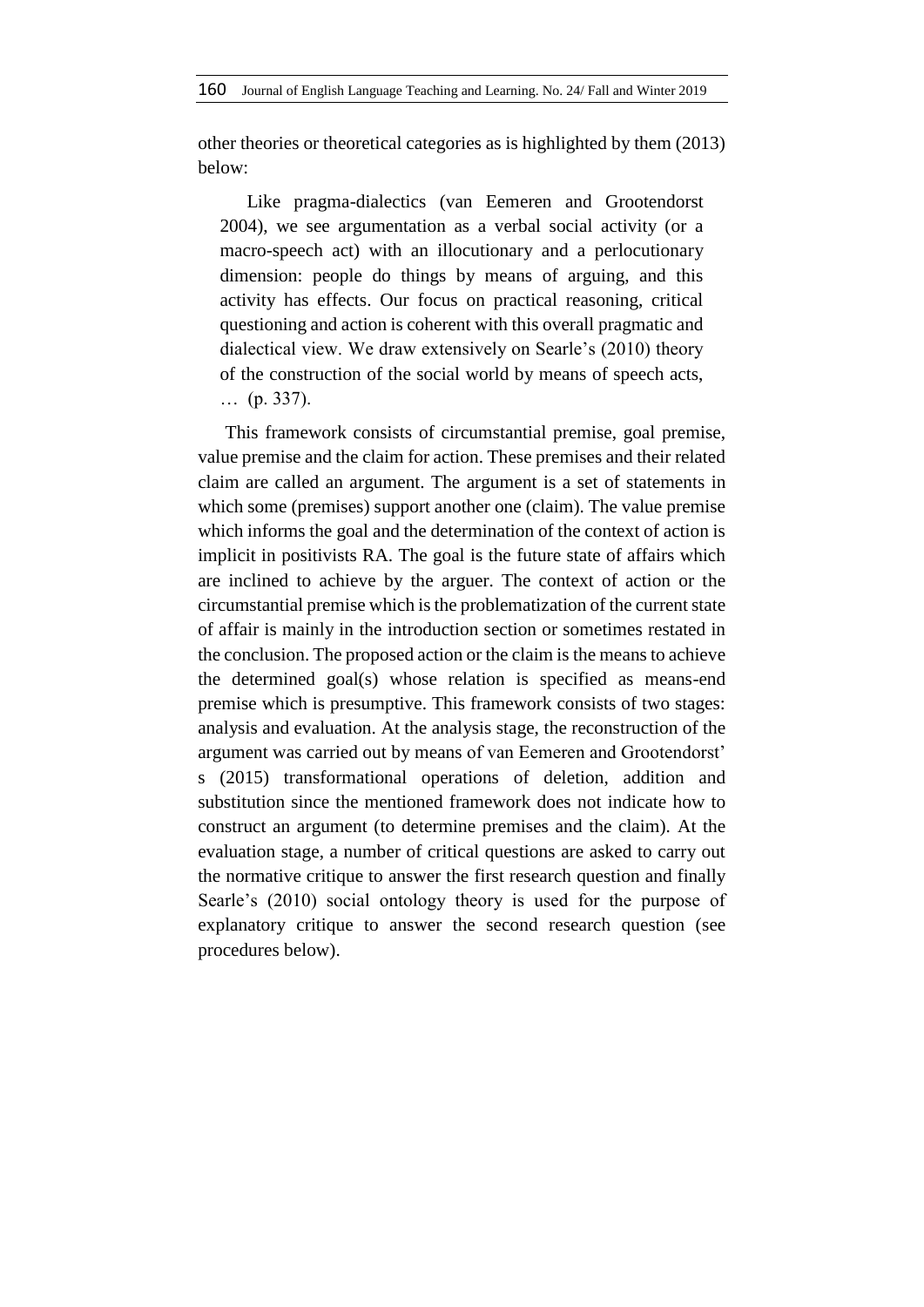other theories or theoretical categories as is highlighted by them (2013) below:

> Like pragma-dialectics (van Eemeren and Grootendorst 2004), we see argumentation as a verbal social activity (or a macro-speech act) with an illocutionary and a perlocutionary dimension: people do things by means of arguing, and this activity has effects. Our focus on practical reasoning, critical questioning and action is coherent with this overall pragmatic and dialectical view. We draw extensively on Searle's (2010) theory of the construction of the social world by means of speech acts, … (p. 337).

This framework consists of circumstantial premise, goal premise, value premise and the claim for action. These premises and their related claim are called an argument. The argument is a set of statements in which some (premises) support another one (claim). The value premise which informs the goal and the determination of the context of action is implicit in positivists RA. The goal is the future state of affairs which are inclined to achieve by the arguer. The context of action or the circumstantial premise which is the problematization of the current state of affair is mainly in the introduction section or sometimes restated in the conclusion. The proposed action or the claim is the means to achieve the determined goal(s) whose relation is specified as means-end premise which is presumptive. This framework consists of two stages: analysis and evaluation. At the analysis stage, the reconstruction of the argument was carried out by means of van Eemeren and Grootendorst' s (2015) transformational operations of deletion, addition and substitution since the mentioned framework does not indicate how to construct an argument (to determine premises and the claim). At the evaluation stage, a number of critical questions are asked to carry out the normative critique to answer the first research question and finally Searle's (2010) social ontology theory is used for the purpose of explanatory critique to answer the second research question (see procedures below).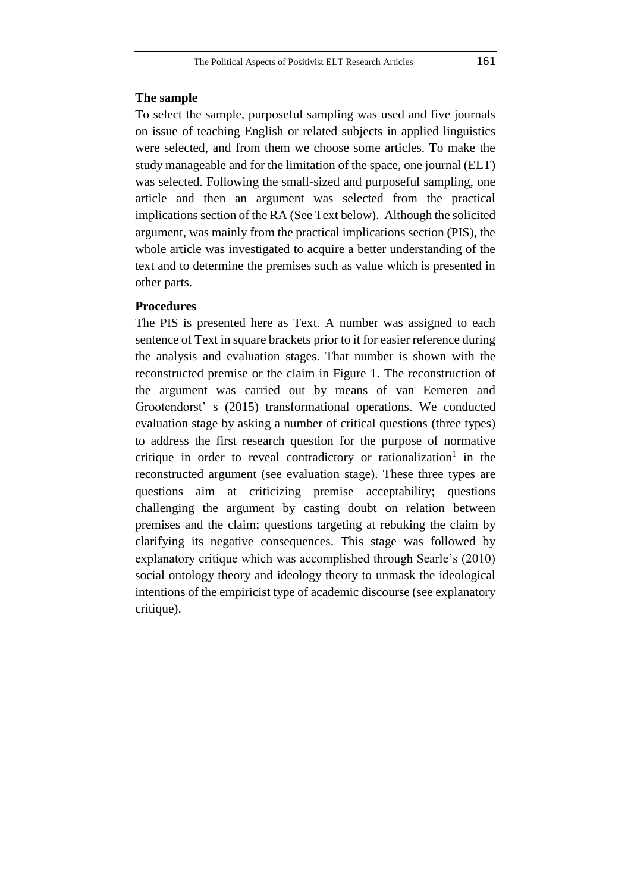**The sample**

To select the sample, purposeful sampling was used and five journals on issue of teaching English or related subjects in applied linguistics were selected, and from them we choose some articles. To make the study manageable and for the limitation of the space, one journal (ELT) was selected. Following the small-sized and purposeful sampling, one article and then an argument was selected from the practical implications section of the RA (See Text below). Although the solicited argument, was mainly from the practical implications section (PIS), the whole article was investigated to acquire a better understanding of the text and to determine the premises such as value which is presented in other parts.

**Procedures**

The PIS is presented here as Text. A number was assigned to each sentence of Text in square brackets prior to it for easier reference during the analysis and evaluation stages. That number is shown with the reconstructed premise or the claim in Figure 1. The reconstruction of the argument was carried out by means of van Eemeren and Grootendorst' s (2015) transformational operations. We conducted evaluation stage by asking a number of critical questions (three types) to address the first research question for the purpose of normative critique in order to reveal contradictory or rationalization[1] in the reconstructed argument (see evaluation stage). These three types are questions aim at criticizing premise acceptability; questions challenging the argument by casting doubt on relation between premises and the claim; questions targeting at rebuking the claim by clarifying its negative consequences. This stage was followed by explanatory critique which was accomplished through Searle's (2010) social ontology theory and ideology theory to unmask the ideological intentions of the empiricist type of academic discourse (see explanatory critique).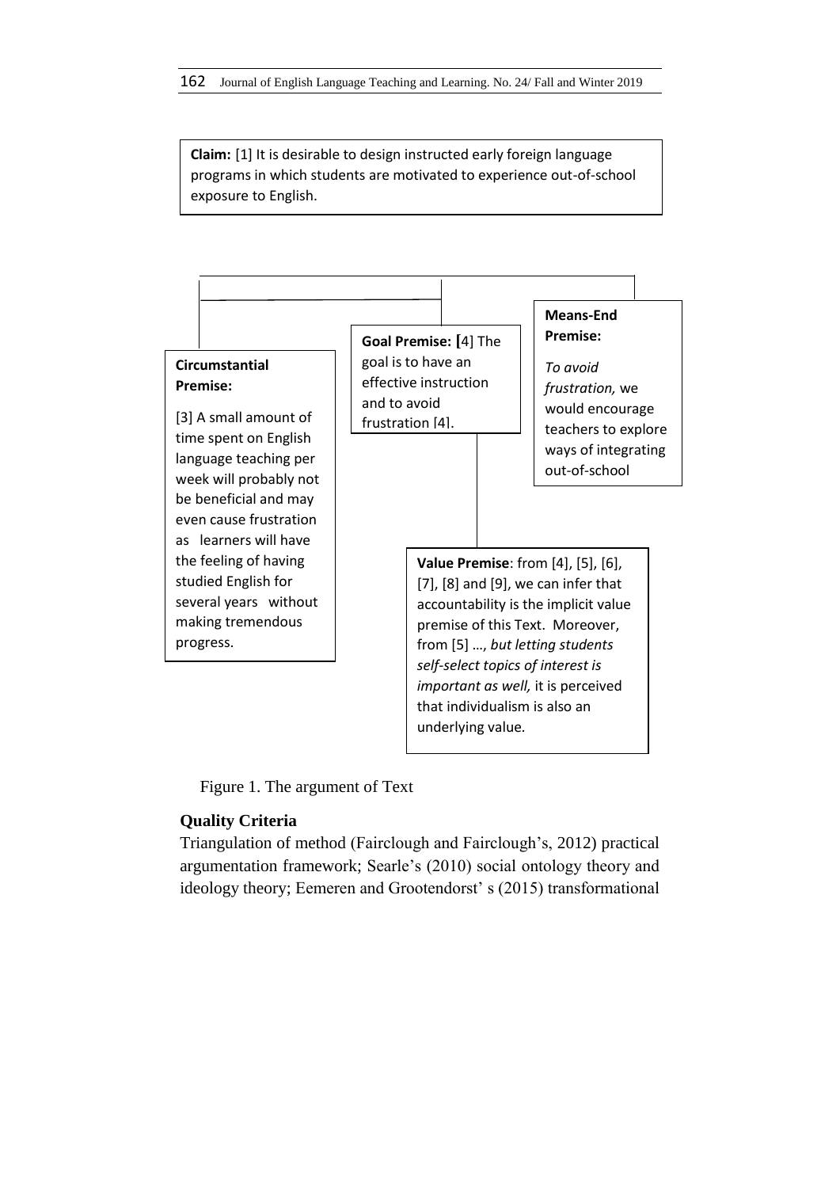**Claim:** [1] It is desirable to design instructed early foreign language programs in which students are motivated to experience out-of-school exposure to English.

**Circumstantial Premise:**

[3] A small amount of time spent on English language teaching per week will probably not be beneficial and may even cause frustration as learners will have the feeling of having studied English for several years without making tremendous progress.

**Goal Premise:** [4] The goal is to have an effective instruction and to avoid frustration [4].

**Means-End Premise:**

*To avoid frustration,* we would encourage teachers to explore ways of integrating out-of-school

**Value Premise**: from [4], [5], [6], [7], [8] and [9], we can infer that accountability is the implicit value premise of this Text. Moreover, from [5] …, *but letting students self-select topics of interest is important as well,* it is perceived that individualism is also an underlying value.

Figure 1. The argument of Text

**Quality Criteria**

Triangulation of method (Fairclough and Fairclough's, 2012) practical argumentation framework; Searle's (2010) social ontology theory and ideology theory; Eemeren and Grootendorst' s (2015) transformational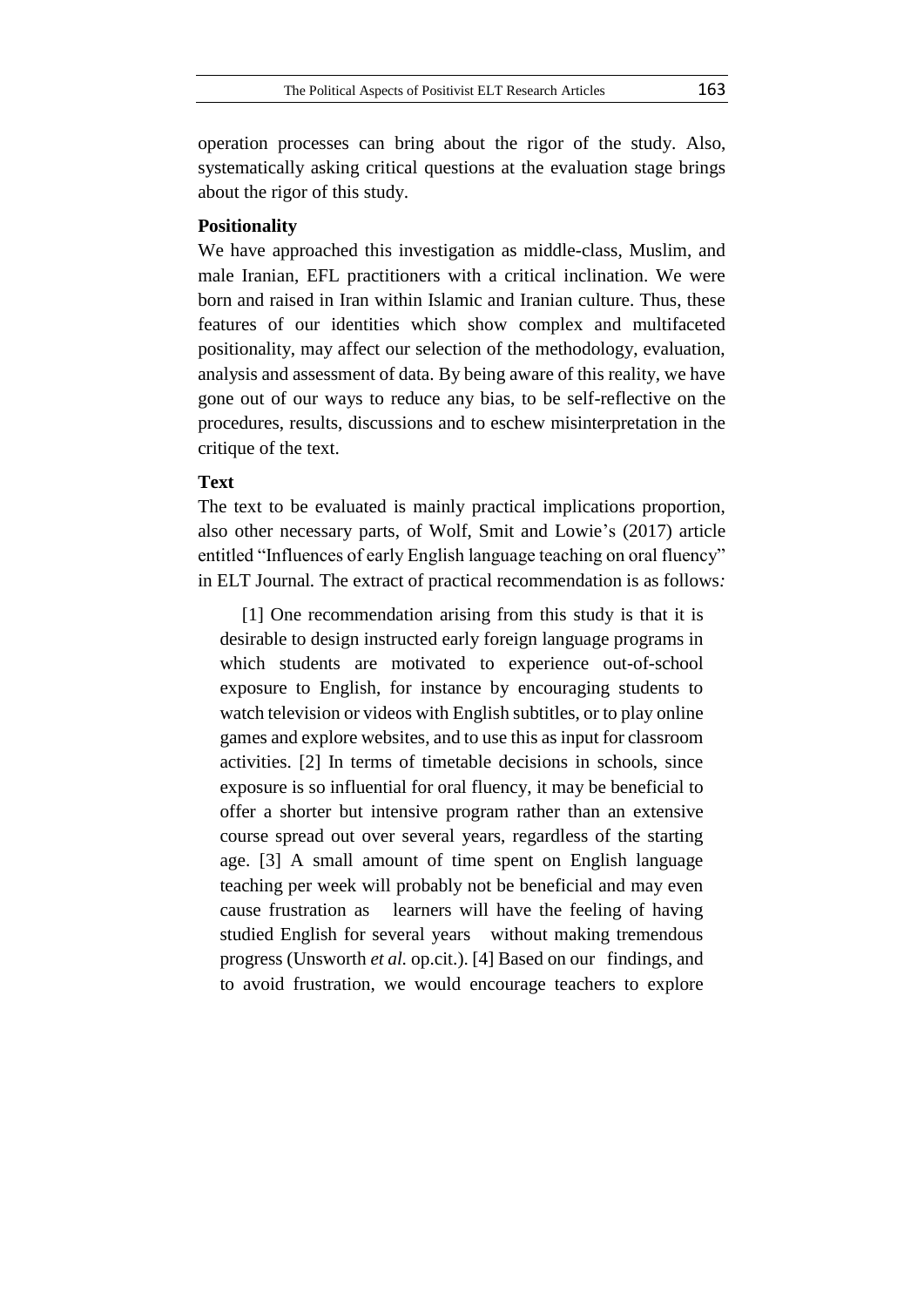operation processes can bring about the rigor of the study. Also, systematically asking critical questions at the evaluation stage brings about the rigor of this study.

**Positionality**

We have approached this investigation as middle-class, Muslim, and male Iranian, EFL practitioners with a critical inclination. We were born and raised in Iran within Islamic and Iranian culture. Thus, these features of our identities which show complex and multifaceted positionality, may affect our selection of the methodology, evaluation, analysis and assessment of data. By being aware of this reality, we have gone out of our ways to reduce any bias, to be self-reflective on the procedures, results, discussions and to eschew misinterpretation in the critique of the text.

**Text**

The text to be evaluated is mainly practical implications proportion, also other necessary parts, of Wolf, Smit and Lowie's (2017) article entitled "Influences of early English language teaching on oral fluency" in ELT Journal. The extract of practical recommendation is as follows*:*

> [1] One recommendation arising from this study is that it is desirable to design instructed early foreign language programs in which students are motivated to experience out-of-school exposure to English, for instance by encouraging students to watch television or videos with English subtitles, or to play online games and explore websites, and to use this as input for classroom activities. [2] In terms of timetable decisions in schools, since exposure is so influential for oral fluency, it may be beneficial to offer a shorter but intensive program rather than an extensive course spread out over several years, regardless of the starting age. [3] A small amount of time spent on English language teaching per week will probably not be beneficial and may even cause frustration as learners will have the feeling of having studied English for several years without making tremendous progress (Unsworth *et al.* op.cit.). [4] Based on our findings, and to avoid frustration, we would encourage teachers to explore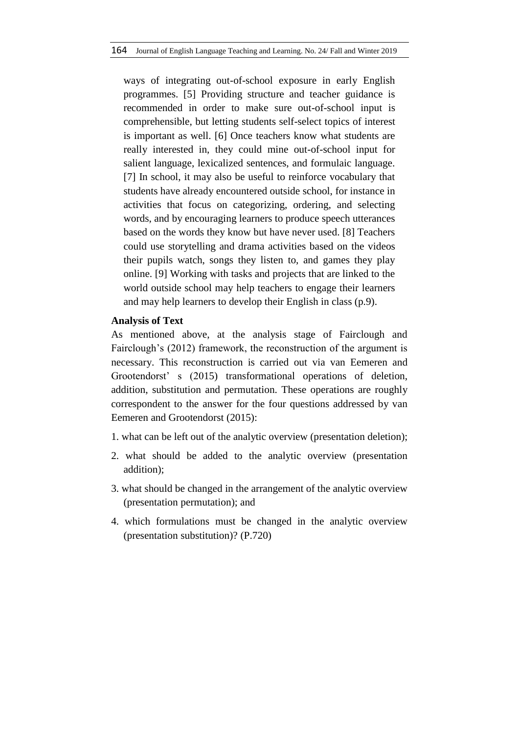ways of integrating out-of-school exposure in early English programmes. [5] Providing structure and teacher guidance is recommended in order to make sure out-of-school input is comprehensible, but letting students self-select topics of interest is important as well. [6] Once teachers know what students are really interested in, they could mine out-of-school input for salient language, lexicalized sentences, and formulaic language. [7] In school, it may also be useful to reinforce vocabulary that students have already encountered outside school, for instance in activities that focus on categorizing, ordering, and selecting words, and by encouraging learners to produce speech utterances based on the words they know but have never used. [8] Teachers could use storytelling and drama activities based on the videos their pupils watch, songs they listen to, and games they play online. [9] Working with tasks and projects that are linked to the world outside school may help teachers to engage their learners and may help learners to develop their English in class (p.9).

**Analysis of Text**

As mentioned above, at the analysis stage of Fairclough and Fairclough's (2012) framework, the reconstruction of the argument is necessary. This reconstruction is carried out via van Eemeren and Grootendorst' s (2015) transformational operations of deletion, addition, substitution and permutation. These operations are roughly correspondent to the answer for the four questions addressed by van Eemeren and Grootendorst (2015):

1. what can be left out of the analytic overview (presentation deletion);
2. what should be added to the analytic overview (presentation addition);
3. what should be changed in the arrangement of the analytic overview (presentation permutation); and
4. which formulations must be changed in the analytic overview (presentation substitution)? (P.720)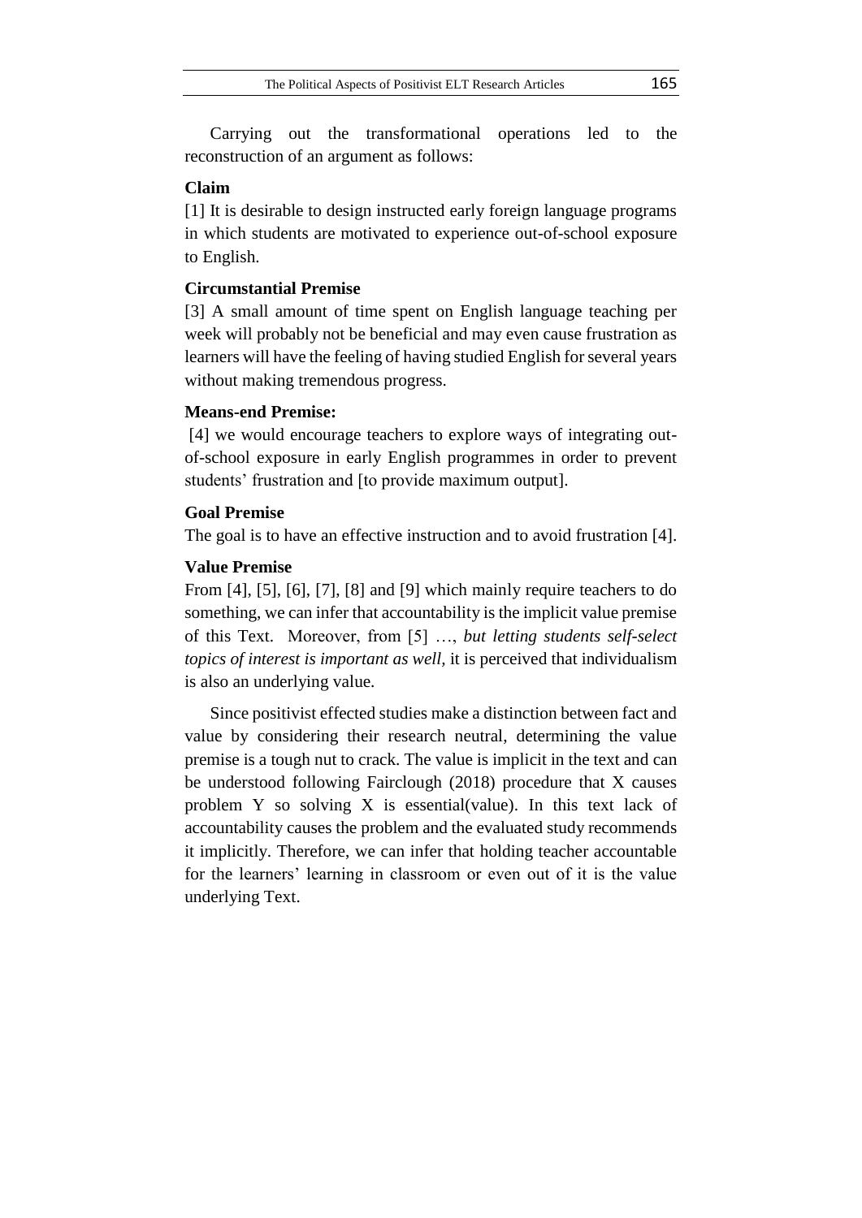Carrying out the transformational operations led to the reconstruction of an argument as follows:

**Claim**

[1] It is desirable to design instructed early foreign language programs in which students are motivated to experience out-of-school exposure to English.

**Circumstantial Premise**

[3] A small amount of time spent on English language teaching per week will probably not be beneficial and may even cause frustration as learners will have the feeling of having studied English for several years without making tremendous progress.

**Means-end Premise:**

[4] we would encourage teachers to explore ways of integrating out-of-school exposure in early English programmes in order to prevent students' frustration and [to provide maximum output].

**Goal Premise**

The goal is to have an effective instruction and to avoid frustration [4].

**Value Premise**

From [4], [5], [6], [7], [8] and [9] which mainly require teachers to do something, we can infer that accountability is the implicit value premise of this Text. Moreover, from [5] …, *but letting students self-select topics of interest is important as well,* it is perceived that individualism is also an underlying value.

Since positivist effected studies make a distinction between fact and value by considering their research neutral, determining the value premise is a tough nut to crack. The value is implicit in the text and can be understood following Fairclough (2018) procedure that X causes problem Y so solving X is essential(value). In this text lack of accountability causes the problem and the evaluated study recommends it implicitly. Therefore, we can infer that holding teacher accountable for the learners' learning in classroom or even out of it is the value underlying Text.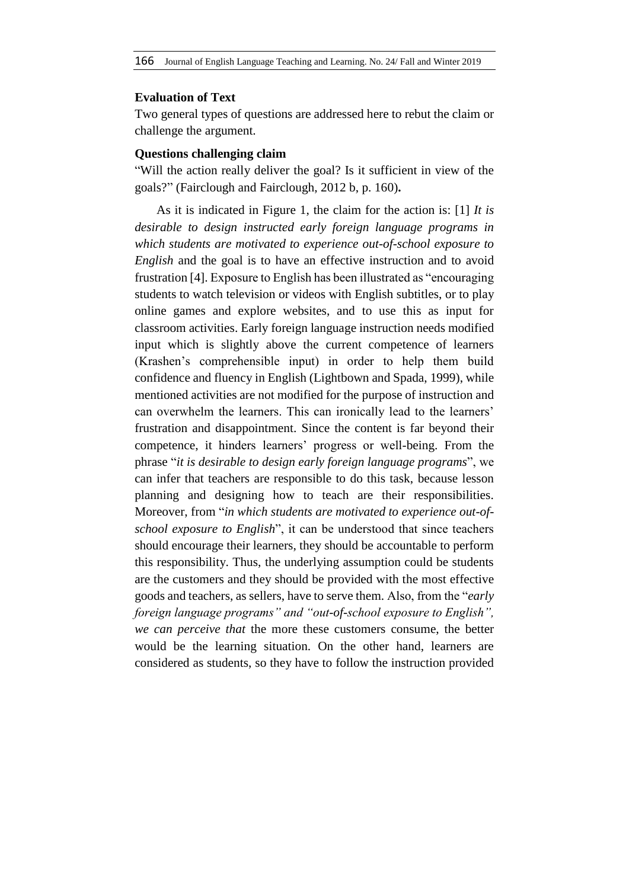## Evaluation of Text

Two general types of questions are addressed here to rebut the claim or challenge the argument.

### Questions challenging claim

"Will the action really deliver the goal? Is it sufficient in view of the goals?" (Fairclough and Fairclough, 2012 b, p. 160)**.**

As it is indicated in Figure 1, the claim for the action is: [1] *It is desirable to design instructed early foreign language programs in which students are motivated to experience out-of-school exposure to English* and the goal is to have an effective instruction and to avoid frustration [4]. Exposure to English has been illustrated as "encouraging students to watch television or videos with English subtitles, or to play online games and explore websites, and to use this as input for classroom activities. Early foreign language instruction needs modified input which is slightly above the current competence of learners (Krashen's comprehensible input) in order to help them build confidence and fluency in English (Lightbown and Spada, 1999), while mentioned activities are not modified for the purpose of instruction and can overwhelm the learners. This can ironically lead to the learners' frustration and disappointment. Since the content is far beyond their competence, it hinders learners' progress or well-being. From the phrase "*it is desirable to design early foreign language programs*", we can infer that teachers are responsible to do this task, because lesson planning and designing how to teach are their responsibilities. Moreover, from "*in which students are motivated to experience out-of-school exposure to English*", it can be understood that since teachers should encourage their learners, they should be accountable to perform this responsibility. Thus, the underlying assumption could be students are the customers and they should be provided with the most effective goods and teachers, as sellers, have to serve them. Also, from the "*early foreign language programs" and "out-of-school exposure to English", we can perceive that* the more these customers consume, the better would be the learning situation. On the other hand, learners are considered as students, so they have to follow the instruction provided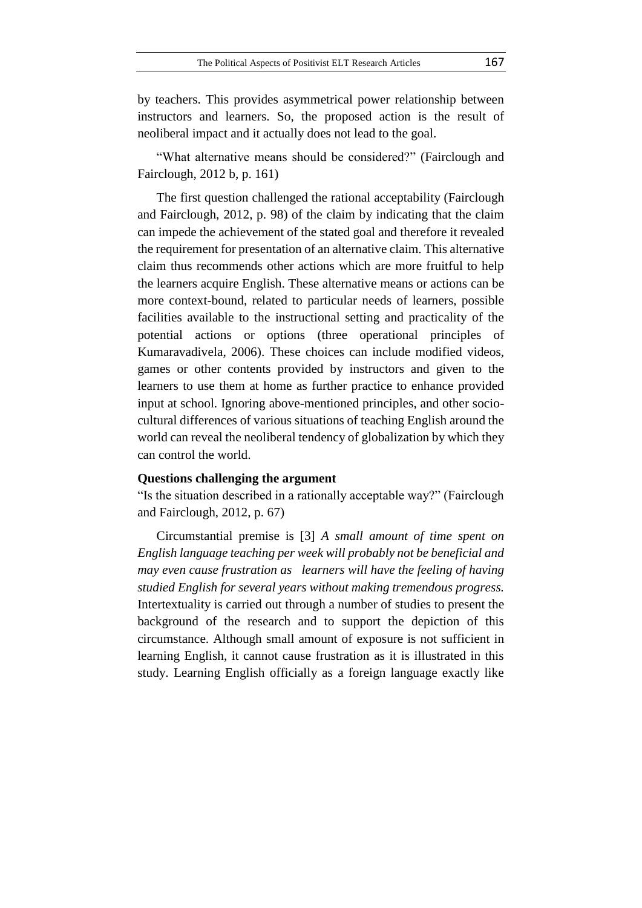by teachers. This provides asymmetrical power relationship between instructors and learners. So, the proposed action is the result of neoliberal impact and it actually does not lead to the goal.

"What alternative means should be considered?" (Fairclough and Fairclough, 2012 b, p. 161)

The first question challenged the rational acceptability (Fairclough and Fairclough, 2012, p. 98) of the claim by indicating that the claim can impede the achievement of the stated goal and therefore it revealed the requirement for presentation of an alternative claim. This alternative claim thus recommends other actions which are more fruitful to help the learners acquire English. These alternative means or actions can be more context-bound, related to particular needs of learners, possible facilities available to the instructional setting and practicality of the potential actions or options (three operational principles of Kumaravadivela, 2006). These choices can include modified videos, games or other contents provided by instructors and given to the learners to use them at home as further practice to enhance provided input at school. Ignoring above-mentioned principles, and other socio-cultural differences of various situations of teaching English around the world can reveal the neoliberal tendency of globalization by which they can control the world.

**Questions challenging the argument**

"Is the situation described in a rationally acceptable way?" (Fairclough and Fairclough, 2012, p. 67)

Circumstantial premise is [3] *A small amount of time spent on English language teaching per week will probably not be beneficial and may even cause frustration as learners will have the feeling of having studied English for several years without making tremendous progress.* Intertextuality is carried out through a number of studies to present the background of the research and to support the depiction of this circumstance. Although small amount of exposure is not sufficient in learning English, it cannot cause frustration as it is illustrated in this study. Learning English officially as a foreign language exactly like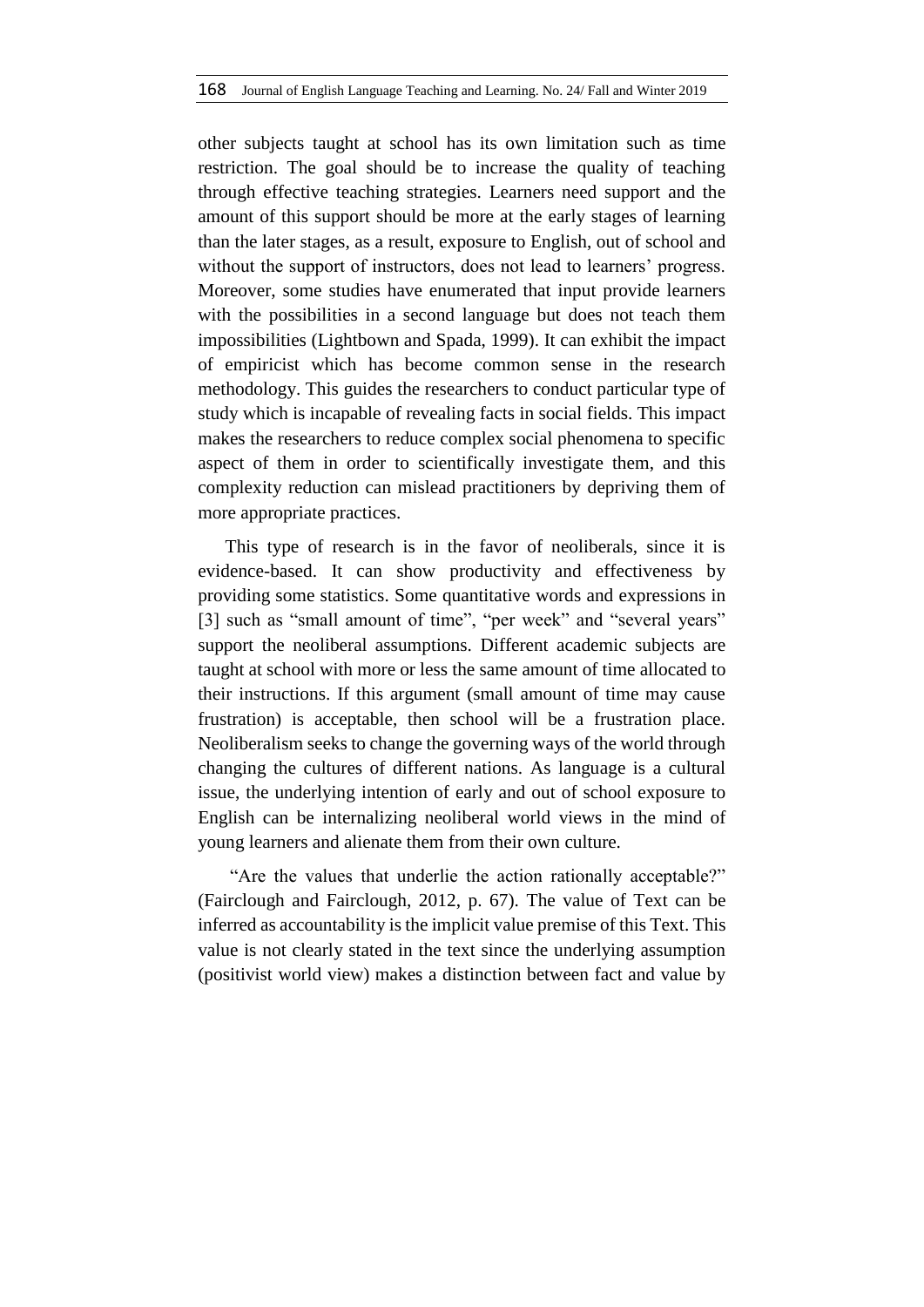other subjects taught at school has its own limitation such as time restriction. The goal should be to increase the quality of teaching through effective teaching strategies. Learners need support and the amount of this support should be more at the early stages of learning than the later stages, as a result, exposure to English, out of school and without the support of instructors, does not lead to learners' progress. Moreover, some studies have enumerated that input provide learners with the possibilities in a second language but does not teach them impossibilities (Lightbown and Spada, 1999). It can exhibit the impact of empiricist which has become common sense in the research methodology. This guides the researchers to conduct particular type of study which is incapable of revealing facts in social fields. This impact makes the researchers to reduce complex social phenomena to specific aspect of them in order to scientifically investigate them, and this complexity reduction can mislead practitioners by depriving them of more appropriate practices.

This type of research is in the favor of neoliberals, since it is evidence-based. It can show productivity and effectiveness by providing some statistics. Some quantitative words and expressions in [3] such as "small amount of time", "per week" and "several years" support the neoliberal assumptions. Different academic subjects are taught at school with more or less the same amount of time allocated to their instructions. If this argument (small amount of time may cause frustration) is acceptable, then school will be a frustration place. Neoliberalism seeks to change the governing ways of the world through changing the cultures of different nations. As language is a cultural issue, the underlying intention of early and out of school exposure to English can be internalizing neoliberal world views in the mind of young learners and alienate them from their own culture.

"Are the values that underlie the action rationally acceptable?" (Fairclough and Fairclough, 2012, p. 67). The value of Text can be inferred as accountability is the implicit value premise of this Text. This value is not clearly stated in the text since the underlying assumption (positivist world view) makes a distinction between fact and value by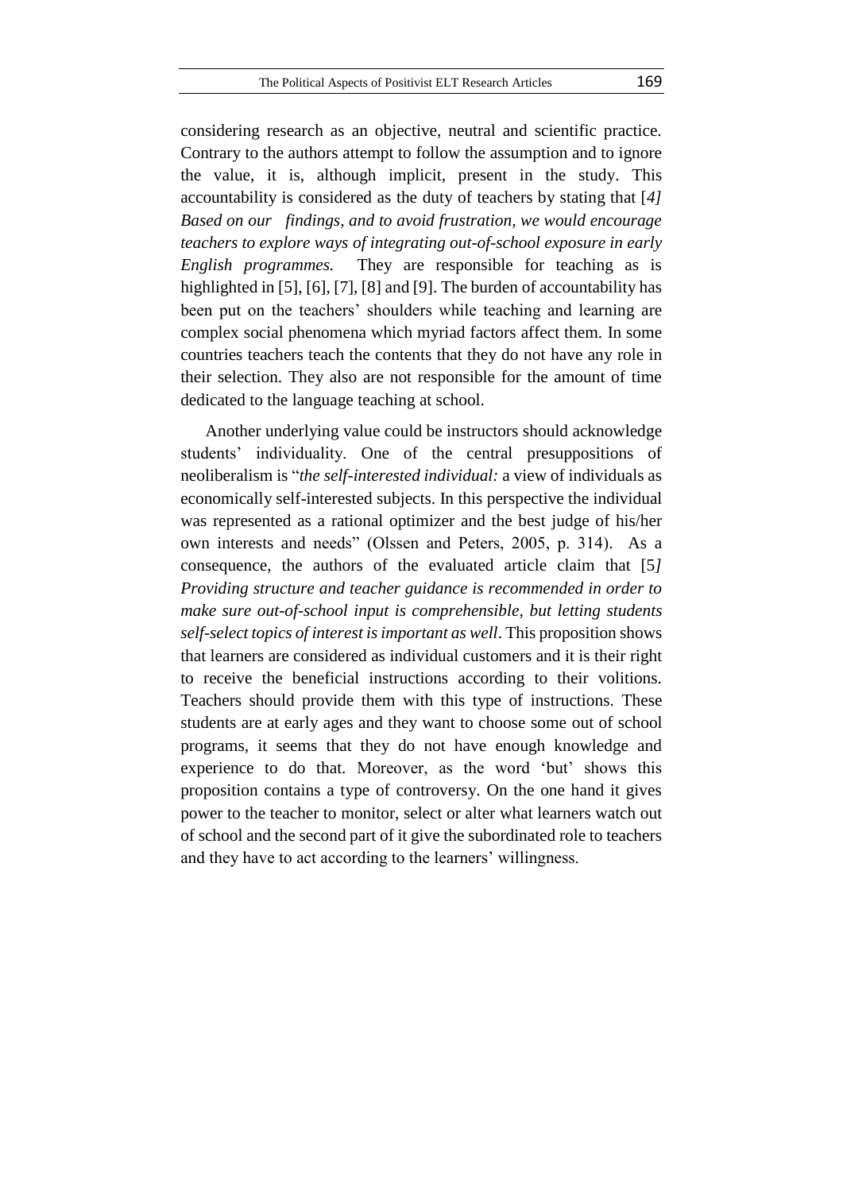considering research as an objective, neutral and scientific practice. Contrary to the authors attempt to follow the assumption and to ignore the value, it is, although implicit, present in the study. This accountability is considered as the duty of teachers by stating that [*4] Based on our findings, and to avoid frustration, we would encourage teachers to explore ways of integrating out-of-school exposure in early English programmes.* They are responsible for teaching as is highlighted in [5], [6], [7], [8] and [9]. The burden of accountability has been put on the teachers' shoulders while teaching and learning are complex social phenomena which myriad factors affect them. In some countries teachers teach the contents that they do not have any role in their selection. They also are not responsible for the amount of time dedicated to the language teaching at school.

Another underlying value could be instructors should acknowledge students' individuality. One of the central presuppositions of neoliberalism is "*the self-interested individual:* a view of individuals as economically self-interested subjects. In this perspective the individual was represented as a rational optimizer and the best judge of his/her own interests and needs" (Olssen and Peters, 2005, p. 314). As a consequence, the authors of the evaluated article claim that [5*] Providing structure and teacher guidance is recommended in order to make sure out-of-school input is comprehensible, but letting students self-select topics of interest is important as well*. This proposition shows that learners are considered as individual customers and it is their right to receive the beneficial instructions according to their volitions. Teachers should provide them with this type of instructions. These students are at early ages and they want to choose some out of school programs, it seems that they do not have enough knowledge and experience to do that. Moreover, as the word 'but' shows this proposition contains a type of controversy. On the one hand it gives power to the teacher to monitor, select or alter what learners watch out of school and the second part of it give the subordinated role to teachers and they have to act according to the learners' willingness.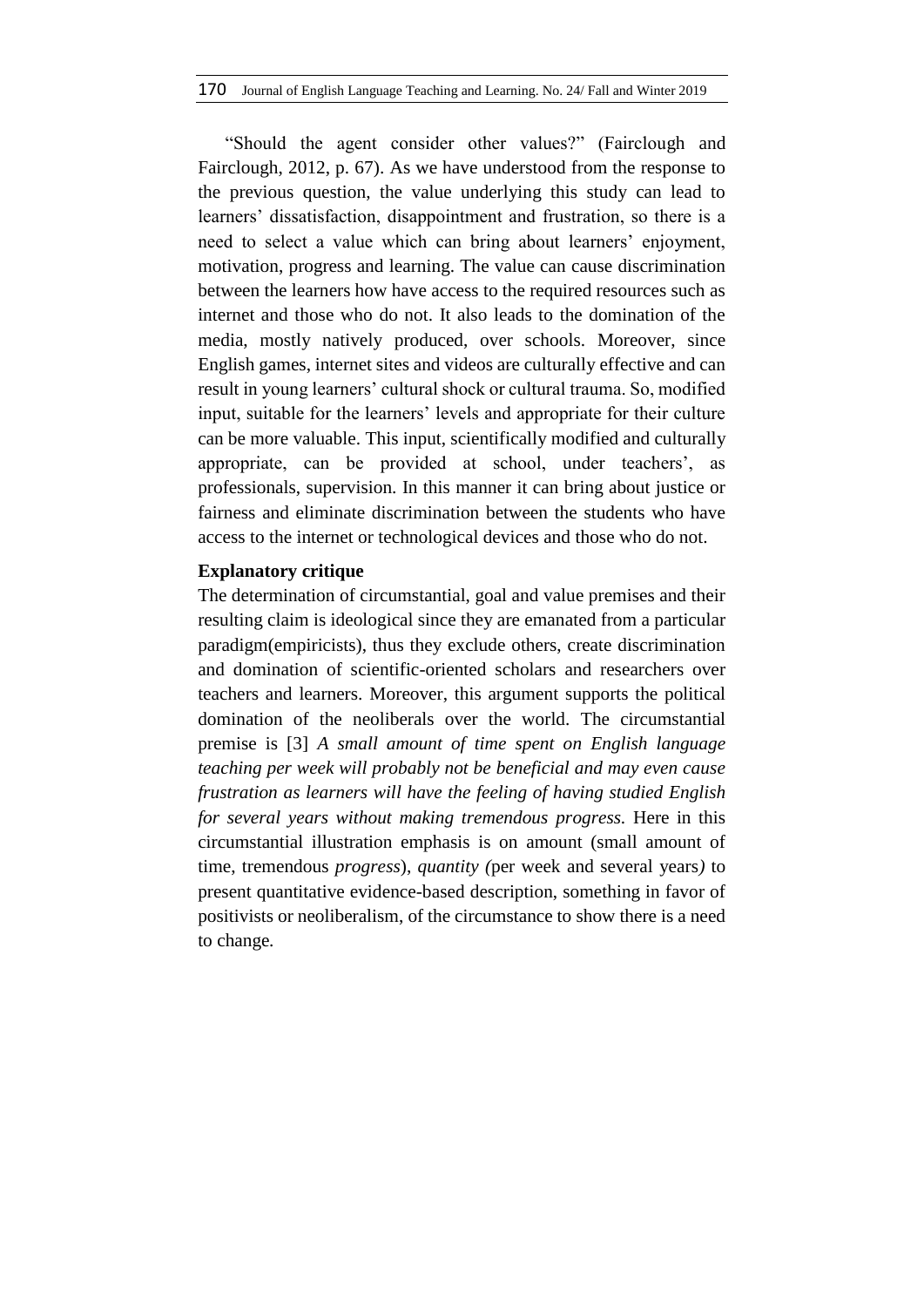"Should the agent consider other values?" (Fairclough and Fairclough, 2012, p. 67). As we have understood from the response to the previous question, the value underlying this study can lead to learners' dissatisfaction, disappointment and frustration, so there is a need to select a value which can bring about learners' enjoyment, motivation, progress and learning. The value can cause discrimination between the learners how have access to the required resources such as internet and those who do not. It also leads to the domination of the media, mostly natively produced, over schools. Moreover, since English games, internet sites and videos are culturally effective and can result in young learners' cultural shock or cultural trauma. So, modified input, suitable for the learners' levels and appropriate for their culture can be more valuable. This input, scientifically modified and culturally appropriate, can be provided at school, under teachers', as professionals, supervision. In this manner it can bring about justice or fairness and eliminate discrimination between the students who have access to the internet or technological devices and those who do not.

**Explanatory critique**

The determination of circumstantial, goal and value premises and their resulting claim is ideological since they are emanated from a particular paradigm(empiricists), thus they exclude others, create discrimination and domination of scientific-oriented scholars and researchers over teachers and learners. Moreover, this argument supports the political domination of the neoliberals over the world. The circumstantial premise is [3] *A small amount of time spent on English language teaching per week will probably not be beneficial and may even cause frustration as learners will have the feeling of having studied English for several years without making tremendous progress.* Here in this circumstantial illustration emphasis is on amount (small amount of time, tremendous *progress*), *quantity (*per week and several years*)* to present quantitative evidence-based description, something in favor of positivists or neoliberalism, of the circumstance to show there is a need to change.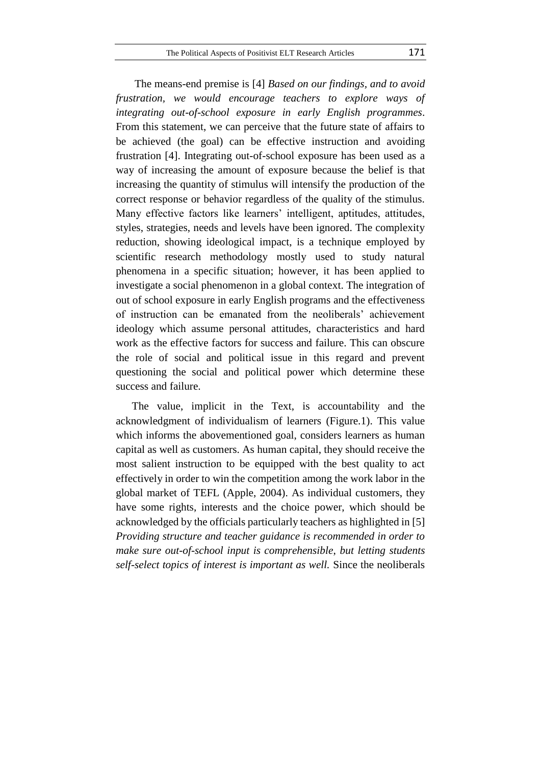The means-end premise is [4] *Based on our findings, and to avoid frustration, we would encourage teachers to explore ways of integrating out-of-school exposure in early English programmes*. From this statement, we can perceive that the future state of affairs to be achieved (the goal) can be effective instruction and avoiding frustration [4]. Integrating out-of-school exposure has been used as a way of increasing the amount of exposure because the belief is that increasing the quantity of stimulus will intensify the production of the correct response or behavior regardless of the quality of the stimulus. Many effective factors like learners' intelligent, aptitudes, attitudes, styles, strategies, needs and levels have been ignored. The complexity reduction, showing ideological impact, is a technique employed by scientific research methodology mostly used to study natural phenomena in a specific situation; however, it has been applied to investigate a social phenomenon in a global context. The integration of out of school exposure in early English programs and the effectiveness of instruction can be emanated from the neoliberals' achievement ideology which assume personal attitudes, characteristics and hard work as the effective factors for success and failure. This can obscure the role of social and political issue in this regard and prevent questioning the social and political power which determine these success and failure.

The value, implicit in the Text, is accountability and the acknowledgment of individualism of learners (Figure.1). This value which informs the abovementioned goal, considers learners as human capital as well as customers. As human capital, they should receive the most salient instruction to be equipped with the best quality to act effectively in order to win the competition among the work labor in the global market of TEFL (Apple, 2004). As individual customers, they have some rights, interests and the choice power, which should be acknowledged by the officials particularly teachers as highlighted in [5] *Providing structure and teacher guidance is recommended in order to make sure out-of-school input is comprehensible, but letting students self-select topics of interest is important as well.* Since the neoliberals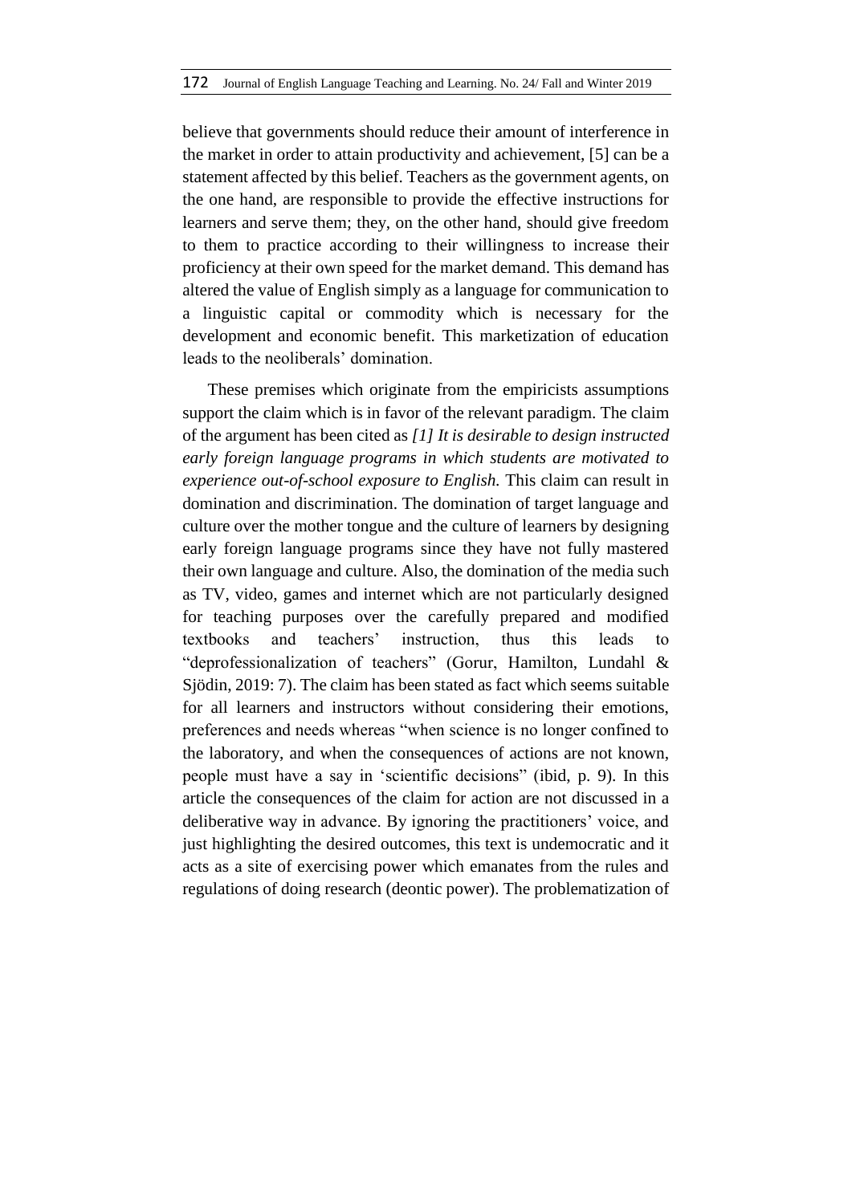believe that governments should reduce their amount of interference in the market in order to attain productivity and achievement, [5] can be a statement affected by this belief. Teachers as the government agents, on the one hand, are responsible to provide the effective instructions for learners and serve them; they, on the other hand, should give freedom to them to practice according to their willingness to increase their proficiency at their own speed for the market demand. This demand has altered the value of English simply as a language for communication to a linguistic capital or commodity which is necessary for the development and economic benefit. This marketization of education leads to the neoliberals' domination.

These premises which originate from the empiricists assumptions support the claim which is in favor of the relevant paradigm. The claim of the argument has been cited as *[1] It is desirable to design instructed early foreign language programs in which students are motivated to experience out-of-school exposure to English.* This claim can result in domination and discrimination. The domination of target language and culture over the mother tongue and the culture of learners by designing early foreign language programs since they have not fully mastered their own language and culture. Also, the domination of the media such as TV, video, games and internet which are not particularly designed for teaching purposes over the carefully prepared and modified textbooks and teachers' instruction, thus this leads to "deprofessionalization of teachers" (Gorur, Hamilton, Lundahl & Sjödin, 2019: 7). The claim has been stated as fact which seems suitable for all learners and instructors without considering their emotions, preferences and needs whereas "when science is no longer confined to the laboratory, and when the consequences of actions are not known, people must have a say in 'scientific decisions" (ibid, p. 9). In this article the consequences of the claim for action are not discussed in a deliberative way in advance. By ignoring the practitioners' voice, and just highlighting the desired outcomes, this text is undemocratic and it acts as a site of exercising power which emanates from the rules and regulations of doing research (deontic power). The problematization of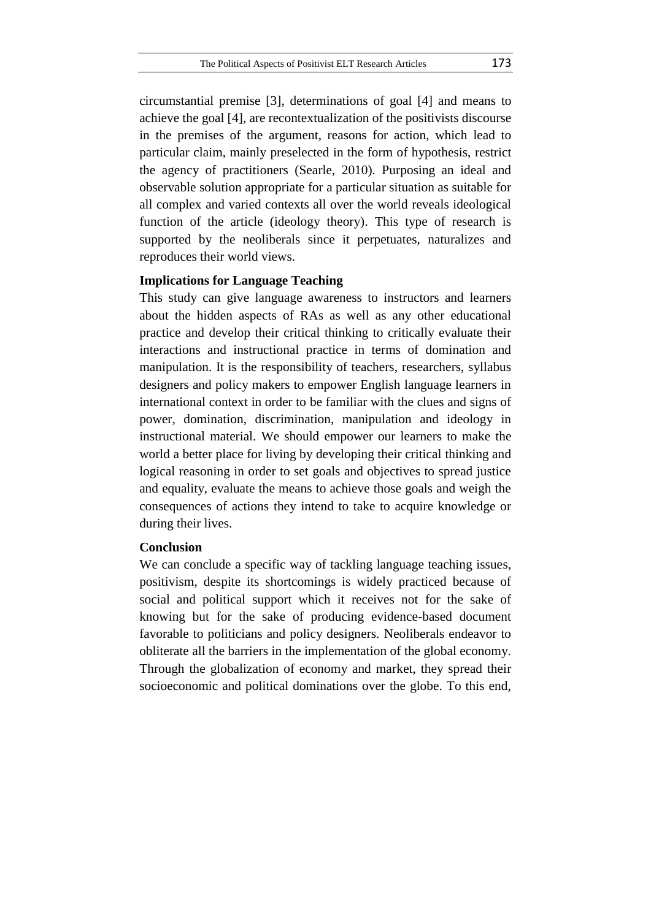circumstantial premise [3], determinations of goal [4] and means to achieve the goal [4], are recontextualization of the positivists discourse in the premises of the argument, reasons for action, which lead to particular claim, mainly preselected in the form of hypothesis, restrict the agency of practitioners (Searle, 2010). Purposing an ideal and observable solution appropriate for a particular situation as suitable for all complex and varied contexts all over the world reveals ideological function of the article (ideology theory). This type of research is supported by the neoliberals since it perpetuates, naturalizes and reproduces their world views.

**Implications for Language Teaching**

This study can give language awareness to instructors and learners about the hidden aspects of RAs as well as any other educational practice and develop their critical thinking to critically evaluate their interactions and instructional practice in terms of domination and manipulation. It is the responsibility of teachers, researchers, syllabus designers and policy makers to empower English language learners in international context in order to be familiar with the clues and signs of power, domination, discrimination, manipulation and ideology in instructional material. We should empower our learners to make the world a better place for living by developing their critical thinking and logical reasoning in order to set goals and objectives to spread justice and equality, evaluate the means to achieve those goals and weigh the consequences of actions they intend to take to acquire knowledge or during their lives.

**Conclusion**

We can conclude a specific way of tackling language teaching issues, positivism, despite its shortcomings is widely practiced because of social and political support which it receives not for the sake of knowing but for the sake of producing evidence-based document favorable to politicians and policy designers. Neoliberals endeavor to obliterate all the barriers in the implementation of the global economy. Through the globalization of economy and market, they spread their socioeconomic and political dominations over the globe. To this end,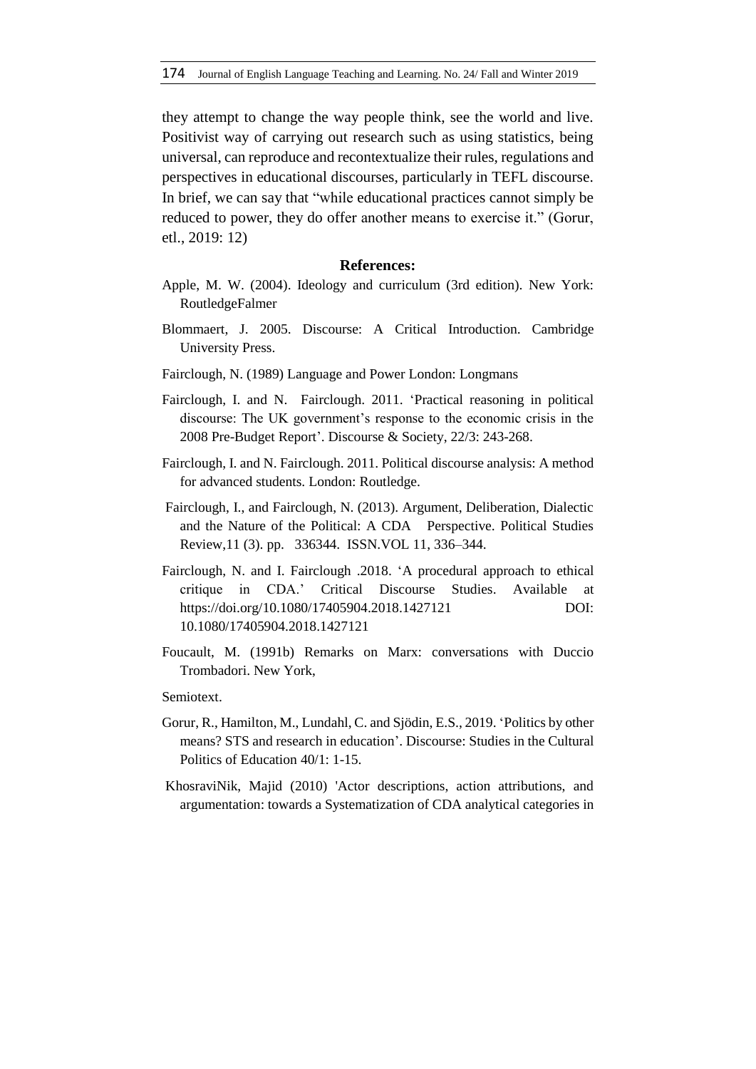they attempt to change the way people think, see the world and live. Positivist way of carrying out research such as using statistics, being universal, can reproduce and recontextualize their rules, regulations and perspectives in educational discourses, particularly in TEFL discourse. In brief, we can say that "while educational practices cannot simply be reduced to power, they do offer another means to exercise it." (Gorur, etl., 2019: 12)

**References:**

Apple, M. W. (2004). Ideology and curriculum (3rd edition). New York: RoutledgeFalmer

Blommaert, J. 2005. Discourse: A Critical Introduction. Cambridge University Press.

Fairclough, N. (1989) Language and Power London: Longmans

Fairclough, I. and N. Fairclough. 2011. 'Practical reasoning in political discourse: The UK government's response to the economic crisis in the 2008 Pre-Budget Report'. Discourse & Society, 22/3: 243-268.

Fairclough, I. and N. Fairclough. 2011. Political discourse analysis: A method for advanced students. London: Routledge.

Fairclough, I., and Fairclough, N. (2013). Argument, Deliberation, Dialectic and the Nature of the Political: A CDA Perspective. Political Studies Review,11 (3). pp. 336344. ISSN.VOL 11, 336–344.

Fairclough, N. and I. Fairclough .2018. 'A procedural approach to ethical critique in CDA.' Critical Discourse Studies. Available at https://doi.org/10.1080/17405904.2018.1427121 DOI: 10.1080/17405904.2018.1427121

Foucault, M. (1991b) Remarks on Marx: conversations with Duccio Trombadori. New York,

Semiotext.

Gorur, R., Hamilton, M., Lundahl, C. and Sjödin, E.S., 2019. 'Politics by other means? STS and research in education'. Discourse: Studies in the Cultural Politics of Education 40/1: 1-15.

KhosraviNik, Majid (2010) 'Actor descriptions, action attributions, and argumentation: towards a Systematization of CDA analytical categories in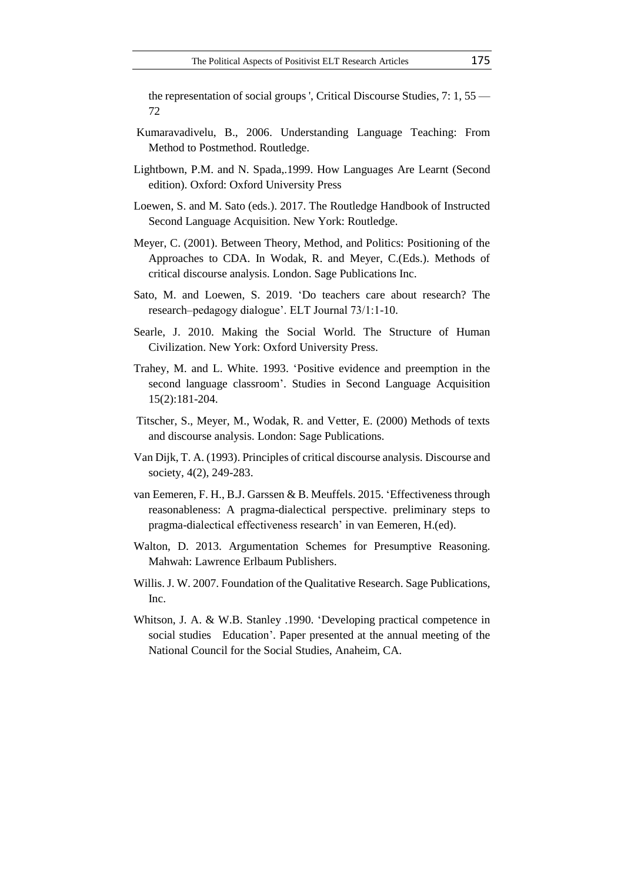the representation of social groups ', Critical Discourse Studies, 7: 1, 55 — 72

Kumaravadivelu, B., 2006. Understanding Language Teaching: From Method to Postmethod. Routledge.

Lightbown, P.M. and N. Spada,.1999. How Languages Are Learnt (Second edition). Oxford: Oxford University Press

Loewen, S. and M. Sato (eds.). 2017. The Routledge Handbook of Instructed Second Language Acquisition. New York: Routledge.

Meyer, C. (2001). Between Theory, Method, and Politics: Positioning of the Approaches to CDA. In Wodak, R. and Meyer, C.(Eds.). Methods of critical discourse analysis. London. Sage Publications Inc.

Sato, M. and Loewen, S. 2019. 'Do teachers care about research? The research–pedagogy dialogue'. ELT Journal 73/1:1-10.

Searle, J. 2010. Making the Social World. The Structure of Human Civilization. New York: Oxford University Press.

Trahey, M. and L. White. 1993. 'Positive evidence and preemption in the second language classroom'. Studies in Second Language Acquisition 15(2):181-204.

Titscher, S., Meyer, M., Wodak, R. and Vetter, E. (2000) Methods of texts and discourse analysis. London: Sage Publications.

Van Dijk, T. A. (1993). Principles of critical discourse analysis. Discourse and society, 4(2), 249-283.

van Eemeren, F. H., B.J. Garssen & B. Meuffels. 2015. 'Effectiveness through reasonableness: A pragma-dialectical perspective. preliminary steps to pragma-dialectical effectiveness research' in van Eemeren, H.(ed).

Walton, D. 2013. Argumentation Schemes for Presumptive Reasoning. Mahwah: Lawrence Erlbaum Publishers.

Willis. J. W. 2007. Foundation of the Qualitative Research. Sage Publications, Inc.

Whitson, J. A. & W.B. Stanley .1990. 'Developing practical competence in social studies Education'. Paper presented at the annual meeting of the National Council for the Social Studies, Anaheim, CA.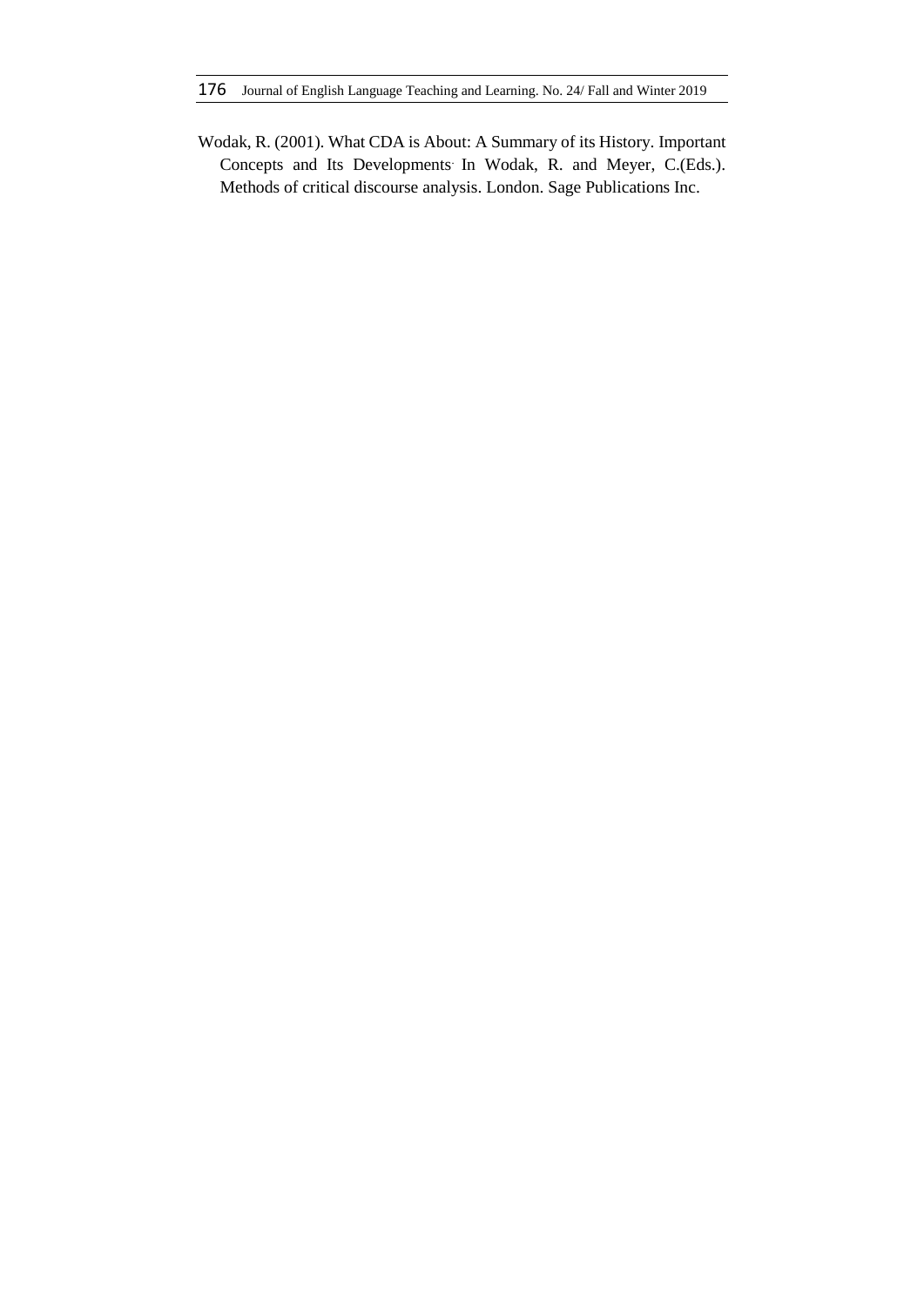Wodak, R. (2001). What CDA is About: A Summary of its History. Important Concepts and Its Developments. In Wodak, R. and Meyer, C.(Eds.). Methods of critical discourse analysis. London. Sage Publications Inc.